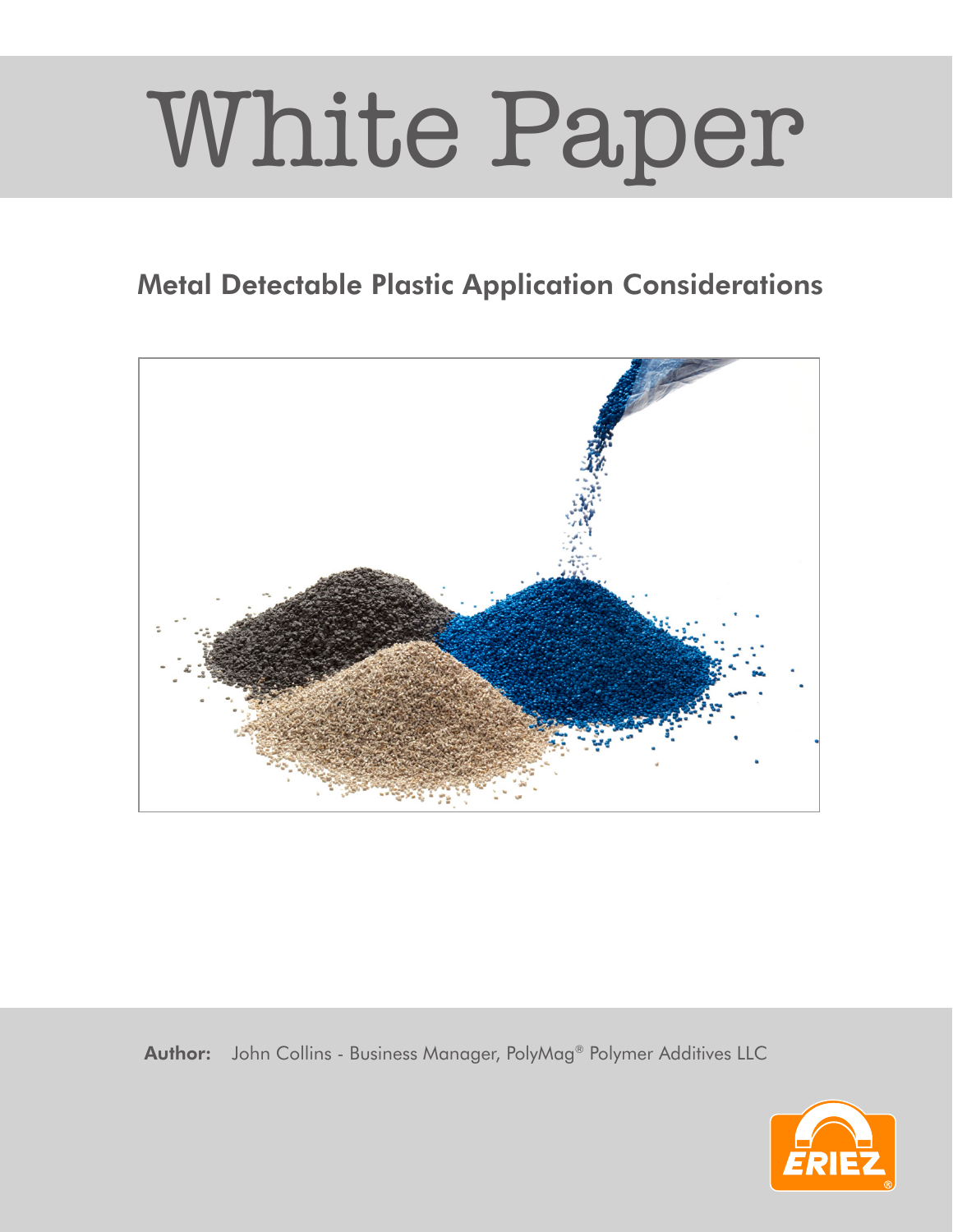# White Paper

## Metal Detectable Plastic Application Considerations

**Author:** John Collins - Business Manager, PolyMag® Polymer Additives LLC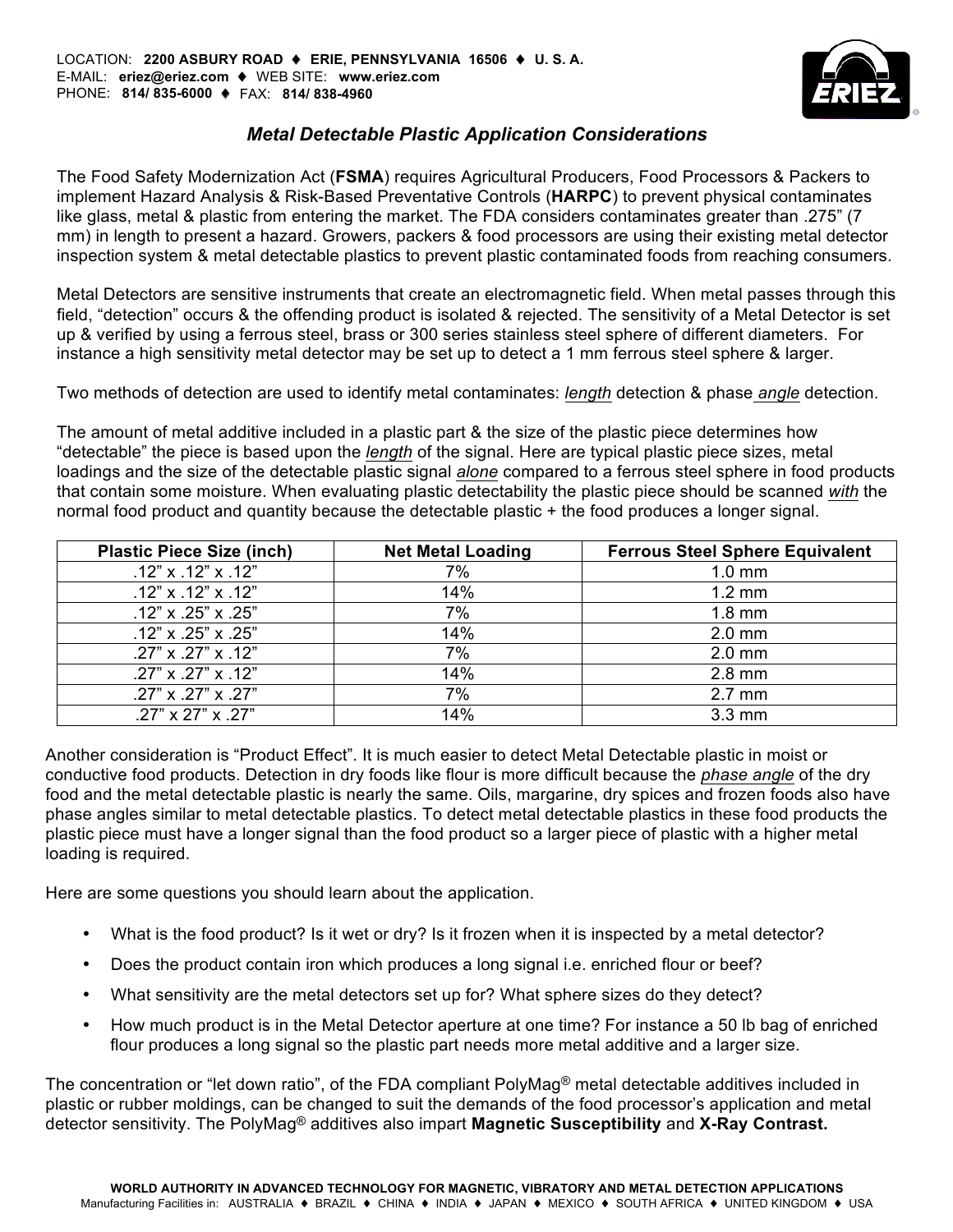LOCATION: **2200 ASBURY ROAD ♦ ERIE, PENNSYLVANIA 16506 ♦ U. S. A.**
E-MAIL: **eriez@eriez.com** ♦ WEB SITE: **www.eriez.com**
PHONE: **814/ 835-6000** ♦ FAX: **814/ 838-4960**

## *Metal Detectable Plastic Application Considerations*

The Food Safety Modernization Act (**FSMA**) requires Agricultural Producers, Food Processors & Packers to implement Hazard Analysis & Risk-Based Preventative Controls (**HARPC**) to prevent physical contaminates like glass, metal & plastic from entering the market. The FDA considers contaminates greater than .275" (7 mm) in length to present a hazard. Growers, packers & food processors are using their existing metal detector inspection system & metal detectable plastics to prevent plastic contaminated foods from reaching consumers.

Metal Detectors are sensitive instruments that create an electromagnetic field. When metal passes through this field, "detection" occurs & the offending product is isolated & rejected. The sensitivity of a Metal Detector is set up & verified by using a ferrous steel, brass or 300 series stainless steel sphere of different diameters. For instance a high sensitivity metal detector may be set up to detect a 1 mm ferrous steel sphere & larger.

Two methods of detection are used to identify metal contaminates: *length* detection & phase *angle* detection.

The amount of metal additive included in a plastic part & the size of the plastic piece determines how "detectable" the piece is based upon the *length* of the signal. Here are typical plastic piece sizes, metal loadings and the size of the detectable plastic signal *alone* compared to a ferrous steel sphere in food products that contain some moisture. When evaluating plastic detectability the plastic piece should be scanned *with* the normal food product and quantity because the detectable plastic + the food produces a longer signal.

| Plastic Piece Size (inch) | Net Metal Loading | Ferrous Steel Sphere Equivalent |
|---|---|---|
| .12" x .12" x .12" | 7% | 1.0 mm |
| .12" x .12" x .12" | 14% | 1.2 mm |
| .12" x .25" x .25" | 7% | 1.8 mm |
| .12" x .25" x .25" | 14% | 2.0 mm |
| .27" x .27" x .12" | 7% | 2.0 mm |
| .27" x .27" x .12" | 14% | 2.8 mm |
| .27" x .27" x .27" | 7% | 2.7 mm |
| .27" x 27" x .27" | 14% | 3.3 mm |

Another consideration is "Product Effect". It is much easier to detect Metal Detectable plastic in moist or conductive food products. Detection in dry foods like flour is more difficult because the *phase angle* of the dry food and the metal detectable plastic is nearly the same. Oils, margarine, dry spices and frozen foods also have phase angles similar to metal detectable plastics. To detect metal detectable plastics in these food products the plastic piece must have a longer signal than the food product so a larger piece of plastic with a higher metal loading is required.

Here are some questions you should learn about the application.

- What is the food product? Is it wet or dry? Is it frozen when it is inspected by a metal detector?
- Does the product contain iron which produces a long signal i.e. enriched flour or beef?
- What sensitivity are the metal detectors set up for? What sphere sizes do they detect?
- How much product is in the Metal Detector aperture at one time? For instance a 50 lb bag of enriched flour produces a long signal so the plastic part needs more metal additive and a larger size.

The concentration or "let down ratio", of the FDA compliant PolyMag® metal detectable additives included in plastic or rubber moldings, can be changed to suit the demands of the food processor's application and metal detector sensitivity. The PolyMag® additives also impart **Magnetic Susceptibility** and **X-Ray Contrast.**

**WORLD AUTHORITY IN ADVANCED TECHNOLOGY FOR MAGNETIC, VIBRATORY AND METAL DETECTION APPLICATIONS**
Manufacturing Facilities in: AUSTRALIA ♦ BRAZIL ♦ CHINA ♦ INDIA ♦ JAPAN ♦ MEXICO ♦ SOUTH AFRICA ♦ UNITED KINGDOM ♦ USA